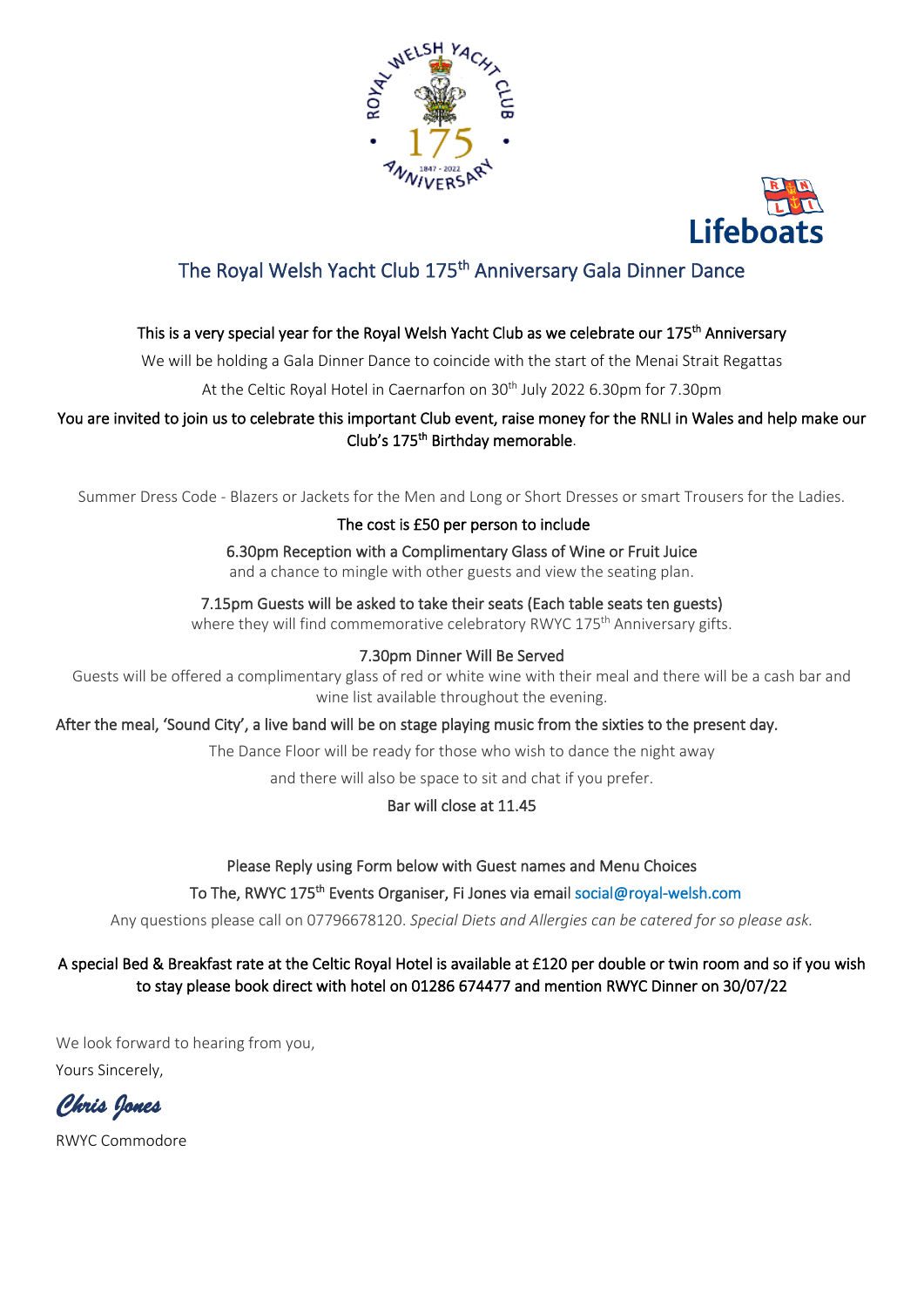# The Royal Welsh Yacht Club 175th Anniversary Gala Dinner Dance

This is a very special year for the Royal Welsh Yacht Club as we celebrate our 175th Anniversary

We will be holding a Gala Dinner Dance to coincide with the start of the Menai Strait Regattas

At the Celtic Royal Hotel in Caernarfon on 30th July 2022 6.30pm for 7.30pm

You are invited to join us to celebrate this important Club event, raise money for the RNLI in Wales and help make our Club's 175th Birthday memorable.

Summer Dress Code - Blazers or Jackets for the Men and Long or Short Dresses or smart Trousers for the Ladies.

The cost is £50 per person to include

6.30pm Reception with a Complimentary Glass of Wine or Fruit Juice
and a chance to mingle with other guests and view the seating plan.

7.15pm Guests will be asked to take their seats (Each table seats ten guests)
where they will find commemorative celebratory RWYC 175th Anniversary gifts.

7.30pm Dinner Will Be Served
Guests will be offered a complimentary glass of red or white wine with their meal and there will be a cash bar and wine list available throughout the evening.

After the meal, 'Sound City', a live band will be on stage playing music from the sixties to the present day.

The Dance Floor will be ready for those who wish to dance the night away

and there will also be space to sit and chat if you prefer.

Bar will close at 11.45

Please Reply using Form below with Guest names and Menu Choices

To The, RWYC 175th Events Organiser, Fi Jones via email social@royal-welsh.com

Any questions please call on 07796678120. *Special Diets and Allergies can be catered for so please ask.*

A special Bed & Breakfast rate at the Celtic Royal Hotel is available at £120 per double or twin room and so if you wish to stay please book direct with hotel on 01286 674477 and mention RWYC Dinner on 30/07/22

We look forward to hearing from you,

Yours Sincerely,

*Chris Jones*

RWYC Commodore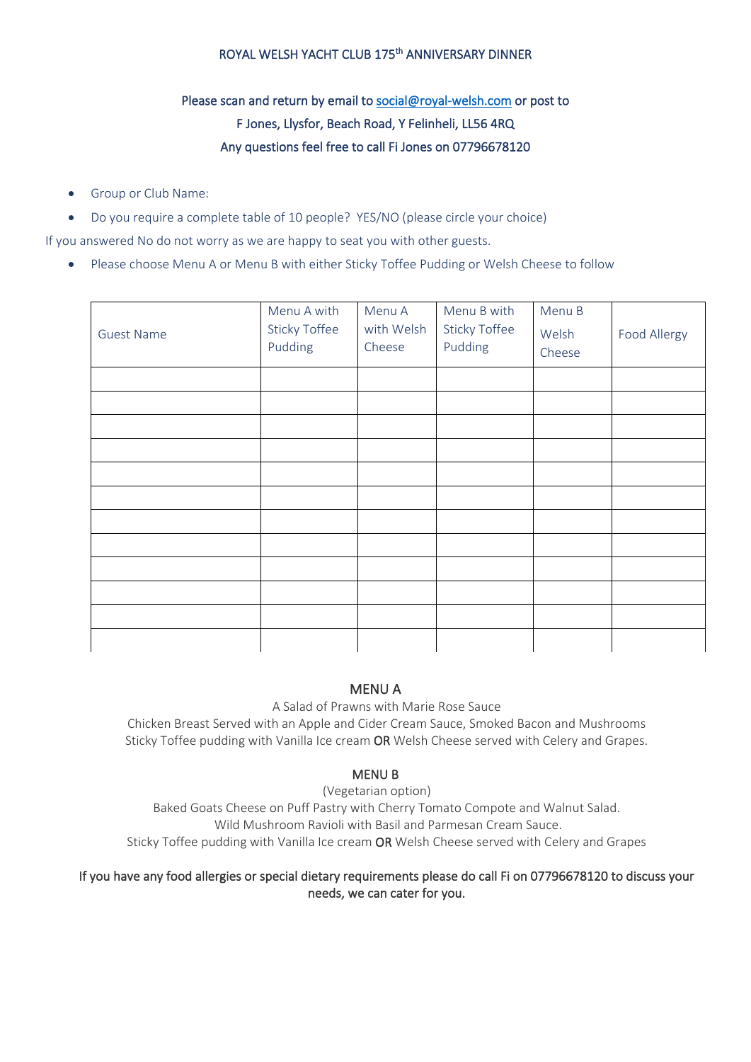ROYAL WELSH YACHT CLUB 175th ANNIVERSARY DINNER

Please scan and return by email to social@royal-welsh.com or post to
F Jones, Llysfor, Beach Road, Y Felinheli, LL56 4RQ
Any questions feel free to call Fi Jones on 07796678120

- Group or Club Name:
- Do you require a complete table of 10 people? YES/NO (please circle your choice)

If you answered No do not worry as we are happy to seat you with other guests.

- Please choose Menu A or Menu B with either Sticky Toffee Pudding or Welsh Cheese to follow

| Guest Name | Menu A with Sticky Toffee Pudding | Menu A with Welsh Cheese | Menu B with Sticky Toffee Pudding | Menu B Welsh Cheese | Food Allergy |
|---|---|---|---|---|---|
| | | | | | |
| | | | | | |
| | | | | | |
| | | | | | |
| | | | | | |
| | | | | | |
| | | | | | |
| | | | | | |
| | | | | | |
| | | | | | |
| | | | | | |
| | | | | | |

## MENU A

A Salad of Prawns with Marie Rose Sauce
Chicken Breast Served with an Apple and Cider Cream Sauce, Smoked Bacon and Mushrooms
Sticky Toffee pudding with Vanilla Ice cream **OR** Welsh Cheese served with Celery and Grapes.

## MENU B

(Vegetarian option)
Baked Goats Cheese on Puff Pastry with Cherry Tomato Compote and Walnut Salad.
Wild Mushroom Ravioli with Basil and Parmesan Cream Sauce.
Sticky Toffee pudding with Vanilla Ice cream **OR** Welsh Cheese served with Celery and Grapes

If you have any food allergies or special dietary requirements please do call Fi on 07796678120 to discuss your needs, we can cater for you.